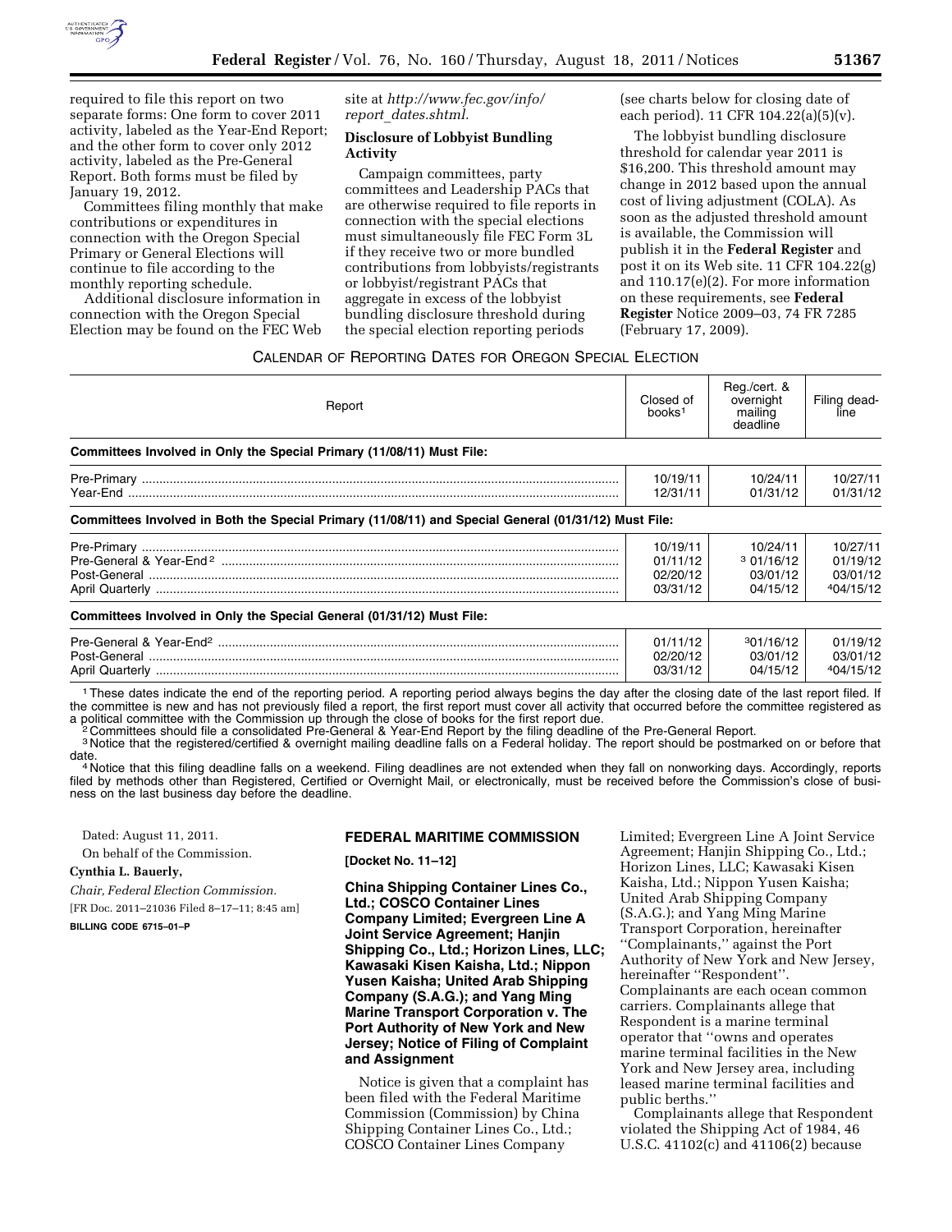required to file this report on two separate forms: One form to cover 2011 activity, labeled as the Year-End Report; and the other form to cover only 2012 activity, labeled as the Pre-General Report. Both forms must be filed by January 19, 2012.

Committees filing monthly that make contributions or expenditures in connection with the Oregon Special Primary or General Elections will continue to file according to the monthly reporting schedule.

Additional disclosure information in connection with the Oregon Special Election may be found on the FEC Web site at *http://www.fec.gov/info/report_dates.shtml.*

**Disclosure of Lobbyist Bundling Activity**

Campaign committees, party committees and Leadership PACs that are otherwise required to file reports in connection with the special elections must simultaneously file FEC Form 3L if they receive two or more bundled contributions from lobbyists/registrants or lobbyist/registrant PACs that aggregate in excess of the lobbyist bundling disclosure threshold during the special election reporting periods (see charts below for closing date of each period). 11 CFR 104.22(a)(5)(v).

The lobbyist bundling disclosure threshold for calendar year 2011 is $16,200. This threshold amount may change in 2012 based upon the annual cost of living adjustment (COLA). As soon as the adjusted threshold amount is available, the Commission will publish it in the **Federal Register** and post it on its Web site. 11 CFR 104.22(g) and 110.17(e)(2). For more information on these requirements, see **Federal Register** Notice 2009–03, 74 FR 7285 (February 17, 2009).

CALENDAR OF REPORTING DATES FOR OREGON SPECIAL ELECTION

| Report | Closed of books[1] | Reg./cert. & overnight mailing deadline | Filing deadline |
|---|---|---|---|
| **Committees Involved in Only the Special Primary (11/08/11) Must File:** | | | |
| Pre-Primary | 10/19/11 | 10/24/11 | 10/27/11 |
| Year-End | 12/31/11 | 01/31/12 | 01/31/12 |
| **Committees Involved in Both the Special Primary (11/08/11) and Special General (01/31/12) Must File:** | | | |
| Pre-Primary | 10/19/11 | 10/24/11 | 10/27/11 |
| Pre-General & Year-End[2] | 01/11/12 | [3] 01/16/12 | 01/19/12 |
| Post-General | 02/20/12 | 03/01/12 | 03/01/12 |
| April Quarterly | 03/31/12 | 04/15/12 | [4] 04/15/12 |
| **Committees Involved in Only the Special General (01/31/12) Must File:** | | | |
| Pre-General & Year-End[2] | 01/11/12 | [3] 01/16/12 | 01/19/12 |
| Post-General | 02/20/12 | 03/01/12 | 03/01/12 |
| April Quarterly | 03/31/12 | 04/15/12 | [4] 04/15/12 |

[1] These dates indicate the end of the reporting period. A reporting period always begins the day after the closing date of the last report filed. If the committee is new and has not previously filed a report, the first report must cover all activity that occurred before the committee registered as a political committee with the Commission up through the close of books for the first report due.

[2] Committees should file a consolidated Pre-General & Year-End Report by the filing deadline of the Pre-General Report.

[3] Notice that the registered/certified & overnight mailing deadline falls on a Federal holiday. The report should be postmarked on or before that date.

[4] Notice that this filing deadline falls on a weekend. Filing deadlines are not extended when they fall on nonworking days. Accordingly, reports filed by methods other than Registered, Certified or Overnight Mail, or electronically, must be received before the Commission's close of business on the last business day before the deadline.

Dated: August 11, 2011.

On behalf of the Commission.

**Cynthia L. Bauerly,**

*Chair, Federal Election Commission.*

[FR Doc. 2011–21036 Filed 8–17–11; 8:45 am]

**BILLING CODE 6715–01–P**

## FEDERAL MARITIME COMMISSION

**[Docket No. 11–12]**

### China Shipping Container Lines Co., Ltd.; COSCO Container Lines Company Limited; Evergreen Line A Joint Service Agreement; Hanjin Shipping Co., Ltd.; Horizon Lines, LLC; Kawasaki Kisen Kaisha, Ltd.; Nippon Yusen Kaisha; United Arab Shipping Company (S.A.G.); and Yang Ming Marine Transport Corporation v. The Port Authority of New York and New Jersey; Notice of Filing of Complaint and Assignment

Notice is given that a complaint has been filed with the Federal Maritime Commission (Commission) by China Shipping Container Lines Co., Ltd.; COSCO Container Lines Company Limited; Evergreen Line A Joint Service Agreement; Hanjin Shipping Co., Ltd.; Horizon Lines, LLC; Kawasaki Kisen Kaisha, Ltd.; Nippon Yusen Kaisha; United Arab Shipping Company (S.A.G.); and Yang Ming Marine Transport Corporation, hereinafter "Complainants," against the Port Authority of New York and New Jersey, hereinafter "Respondent". Complainants are each ocean common carriers. Complainants allege that Respondent is a marine terminal operator that "owns and operates marine terminal facilities in the New York and New Jersey area, including leased marine terminal facilities and public berths."

Complainants allege that Respondent violated the Shipping Act of 1984, 46 U.S.C. 41102(c) and 41106(2) because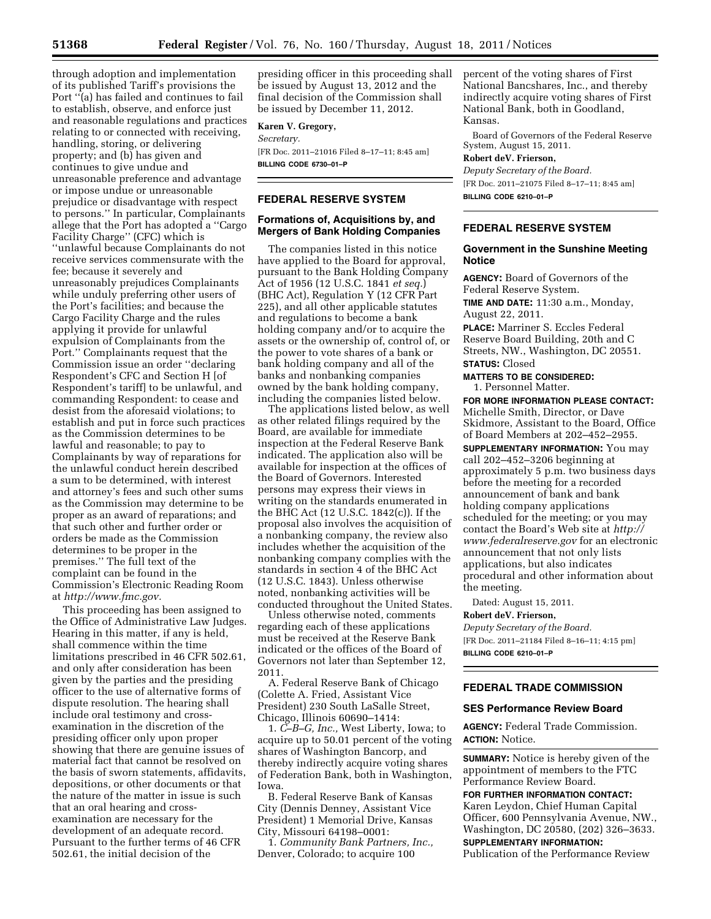through adoption and implementation of its published Tariff's provisions the Port ''(a) has failed and continues to fail to establish, observe, and enforce just and reasonable regulations and practices relating to or connected with receiving, handling, storing, or delivering property; and (b) has given and continues to give undue and unreasonable preference and advantage or impose undue or unreasonable prejudice or disadvantage with respect to persons.'' In particular, Complainants allege that the Port has adopted a ''Cargo Facility Charge'' (CFC) which is ''unlawful because Complainants do not receive services commensurate with the fee; because it severely and unreasonably prejudices Complainants while unduly preferring other users of the Port's facilities; and because the Cargo Facility Charge and the rules applying it provide for unlawful expulsion of Complainants from the Port.'' Complainants request that the Commission issue an order ''declaring Respondent's CFC and Section H [of Respondent's tariff] to be unlawful, and commanding Respondent: to cease and desist from the aforesaid violations; to establish and put in force such practices as the Commission determines to be lawful and reasonable; to pay to Complainants by way of reparations for the unlawful conduct herein described a sum to be determined, with interest and attorney's fees and such other sums as the Commission may determine to be proper as an award of reparations; and that such other and further order or orders be made as the Commission determines to be proper in the premises.'' The full text of the complaint can be found in the Commission's Electronic Reading Room at *http://www.fmc.gov.*

This proceeding has been assigned to the Office of Administrative Law Judges. Hearing in this matter, if any is held, shall commence within the time limitations prescribed in 46 CFR 502.61, and only after consideration has been given by the parties and the presiding officer to the use of alternative forms of dispute resolution. The hearing shall include oral testimony and cross-examination in the discretion of the presiding officer only upon proper showing that there are genuine issues of material fact that cannot be resolved on the basis of sworn statements, affidavits, depositions, or other documents or that the nature of the matter in issue is such that an oral hearing and cross-examination are necessary for the development of an adequate record. Pursuant to the further terms of 46 CFR 502.61, the initial decision of the presiding officer in this proceeding shall be issued by August 13, 2012 and the final decision of the Commission shall be issued by December 11, 2012.

**Karen V. Gregory,**

*Secretary.*

[FR Doc. 2011–21016 Filed 8–17–11; 8:45 am]

**BILLING CODE 6730–01–P**

## FEDERAL RESERVE SYSTEM

### Formations of, Acquisitions by, and Mergers of Bank Holding Companies

The companies listed in this notice have applied to the Board for approval, pursuant to the Bank Holding Company Act of 1956 (12 U.S.C. 1841 *et seq.*) (BHC Act), Regulation Y (12 CFR Part 225), and all other applicable statutes and regulations to become a bank holding company and/or to acquire the assets or the ownership of, control of, or the power to vote shares of a bank or bank holding company and all of the banks and nonbanking companies owned by the bank holding company, including the companies listed below.

The applications listed below, as well as other related filings required by the Board, are available for immediate inspection at the Federal Reserve Bank indicated. The application also will be available for inspection at the offices of the Board of Governors. Interested persons may express their views in writing on the standards enumerated in the BHC Act (12 U.S.C. 1842(c)). If the proposal also involves the acquisition of a nonbanking company, the review also includes whether the acquisition of the nonbanking company complies with the standards in section 4 of the BHC Act (12 U.S.C. 1843). Unless otherwise noted, nonbanking activities will be conducted throughout the United States.

Unless otherwise noted, comments regarding each of these applications must be received at the Reserve Bank indicated or the offices of the Board of Governors not later than September 12, 2011.

A. Federal Reserve Bank of Chicago (Colette A. Fried, Assistant Vice President) 230 South LaSalle Street, Chicago, Illinois 60690–1414:

1. *C–B–G, Inc.,* West Liberty, Iowa; to acquire up to 50.01 percent of the voting shares of Washington Bancorp, and thereby indirectly acquire voting shares of Federation Bank, both in Washington, Iowa.

B. Federal Reserve Bank of Kansas City (Dennis Denney, Assistant Vice President) 1 Memorial Drive, Kansas City, Missouri 64198–0001:

1. *Community Bank Partners, Inc.,* Denver, Colorado; to acquire 100 percent of the voting shares of First National Bancshares, Inc., and thereby indirectly acquire voting shares of First National Bank, both in Goodland, Kansas.

Board of Governors of the Federal Reserve System, August 15, 2011.

**Robert deV. Frierson,**

*Deputy Secretary of the Board.*

[FR Doc. 2011–21075 Filed 8–17–11; 8:45 am]

**BILLING CODE 6210–01–P**

## FEDERAL RESERVE SYSTEM

### Government in the Sunshine Meeting Notice

**AGENCY:** Board of Governors of the Federal Reserve System.

**TIME AND DATE:** 11:30 a.m., Monday, August 22, 2011.

**PLACE:** Marriner S. Eccles Federal Reserve Board Building, 20th and C Streets, NW., Washington, DC 20551.

**STATUS:** Closed

**MATTERS TO BE CONSIDERED:**

1. Personnel Matter.

**FOR MORE INFORMATION PLEASE CONTACT:** Michelle Smith, Director, or Dave Skidmore, Assistant to the Board, Office of Board Members at 202–452–2955.

**SUPPLEMENTARY INFORMATION:** You may call 202–452–3206 beginning at approximately 5 p.m. two business days before the meeting for a recorded announcement of bank and bank holding company applications scheduled for the meeting; or you may contact the Board's Web site at *http://www.federalreserve.gov* for an electronic announcement that not only lists applications, but also indicates procedural and other information about the meeting.

Dated: August 15, 2011.

**Robert deV. Frierson,**

*Deputy Secretary of the Board.*

[FR Doc. 2011–21184 Filed 8–16–11; 4:15 pm]

**BILLING CODE 6210–01–P**

## FEDERAL TRADE COMMISSION

### SES Performance Review Board

**AGENCY:** Federal Trade Commission.

**ACTION:** Notice.

**SUMMARY:** Notice is hereby given of the appointment of members to the FTC Performance Review Board.

**FOR FURTHER INFORMATION CONTACT:** Karen Leydon, Chief Human Capital Officer, 600 Pennsylvania Avenue, NW., Washington, DC 20580, (202) 326–3633.

**SUPPLEMENTARY INFORMATION:** Publication of the Performance Review